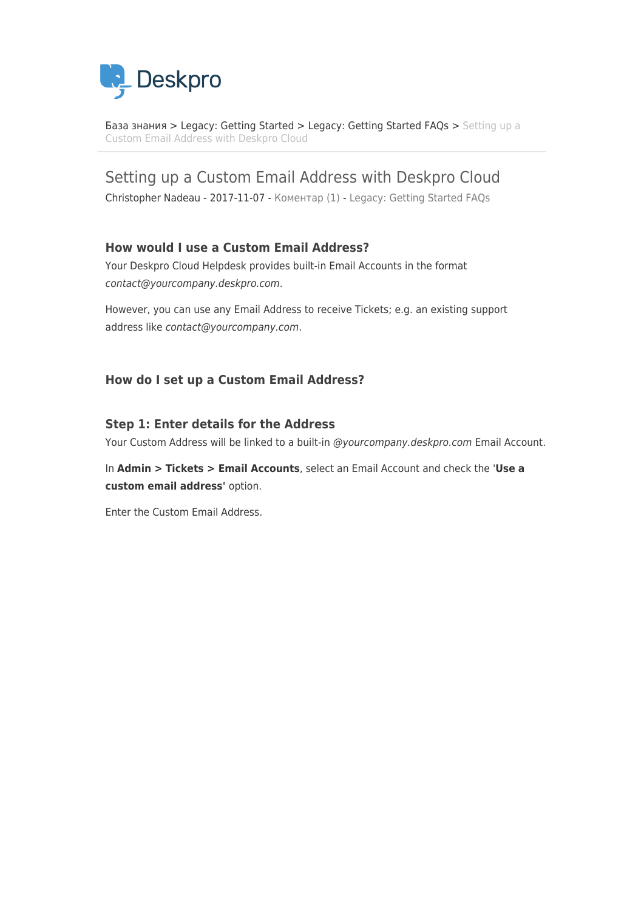Deskpro

База знания > Legacy: Getting Started > Legacy: Getting Started FAQs > Setting up a Custom Email Address with Deskpro Cloud

# Setting up a Custom Email Address with Deskpro Cloud

Christopher Nadeau - 2017-11-07 - Коментар (1) - Legacy: Getting Started FAQs

### How would I use a Custom Email Address?

Your Deskpro Cloud Helpdesk provides built-in Email Accounts in the format *contact@yourcompany.deskpro.com*.

However, you can use any Email Address to receive Tickets; e.g. an existing support address like *contact@yourcompany.com*.

### How do I set up a Custom Email Address?

### Step 1: Enter details for the Address

Your Custom Address will be linked to a built-in *@yourcompany.deskpro.com* Email Account.

In **Admin > Tickets > Email Accounts**, select an Email Account and check the '**Use a custom email address'** option.

Enter the Custom Email Address.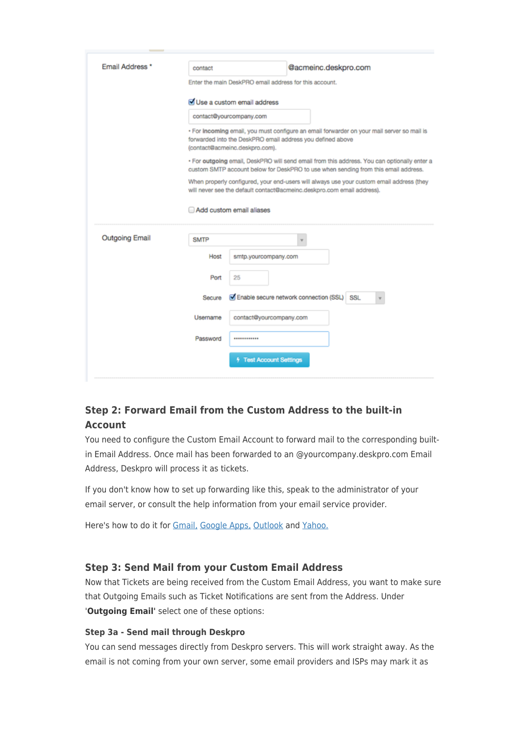Email Address * contact @acmeinc.deskpro.com

Enter the main DeskPRO email address for this account.

☑ Use a custom email address

contact@yourcompany.com

• For **incoming** email, you must configure an email forwarder on your mail server so mail is forwarded into the DeskPRO email address you defined above (contact@acmeinc.deskpro.com).

• For **outgoing** email, DeskPRO will send email from this address. You can optionally enter a custom SMTP account below for DeskPRO to use when sending from this email address.

When properly configured, your end-users will always use your custom email address (they will never see the default contact@acmeinc.deskpro.com email address).

☐ Add custom email aliases

Outgoing Email: SMTP

Host: smtp.yourcompany.com

Port: 25

Secure: ☑ Enable secure network connection (SSL) SSL

Username: contact@yourcompany.com

Password: ••••••••••••

Test Account Settings

## Step 2: Forward Email from the Custom Address to the built-in Account

You need to configure the Custom Email Account to forward mail to the corresponding built-in Email Address. Once mail has been forwarded to an @yourcompany.deskpro.com Email Address, Deskpro will process it as tickets.

If you don't know how to set up forwarding like this, speak to the administrator of your email server, or consult the help information from your email service provider.

Here's how to do it for Gmail, Google Apps, Outlook and Yahoo.

## Step 3: Send Mail from your Custom Email Address

Now that Tickets are being received from the Custom Email Address, you want to make sure that Outgoing Emails such as Ticket Notifications are sent from the Address. Under '**Outgoing Email**' select one of these options:

### Step 3a - Send mail through Deskpro

You can send messages directly from Deskpro servers. This will work straight away. As the email is not coming from your own server, some email providers and ISPs may mark it as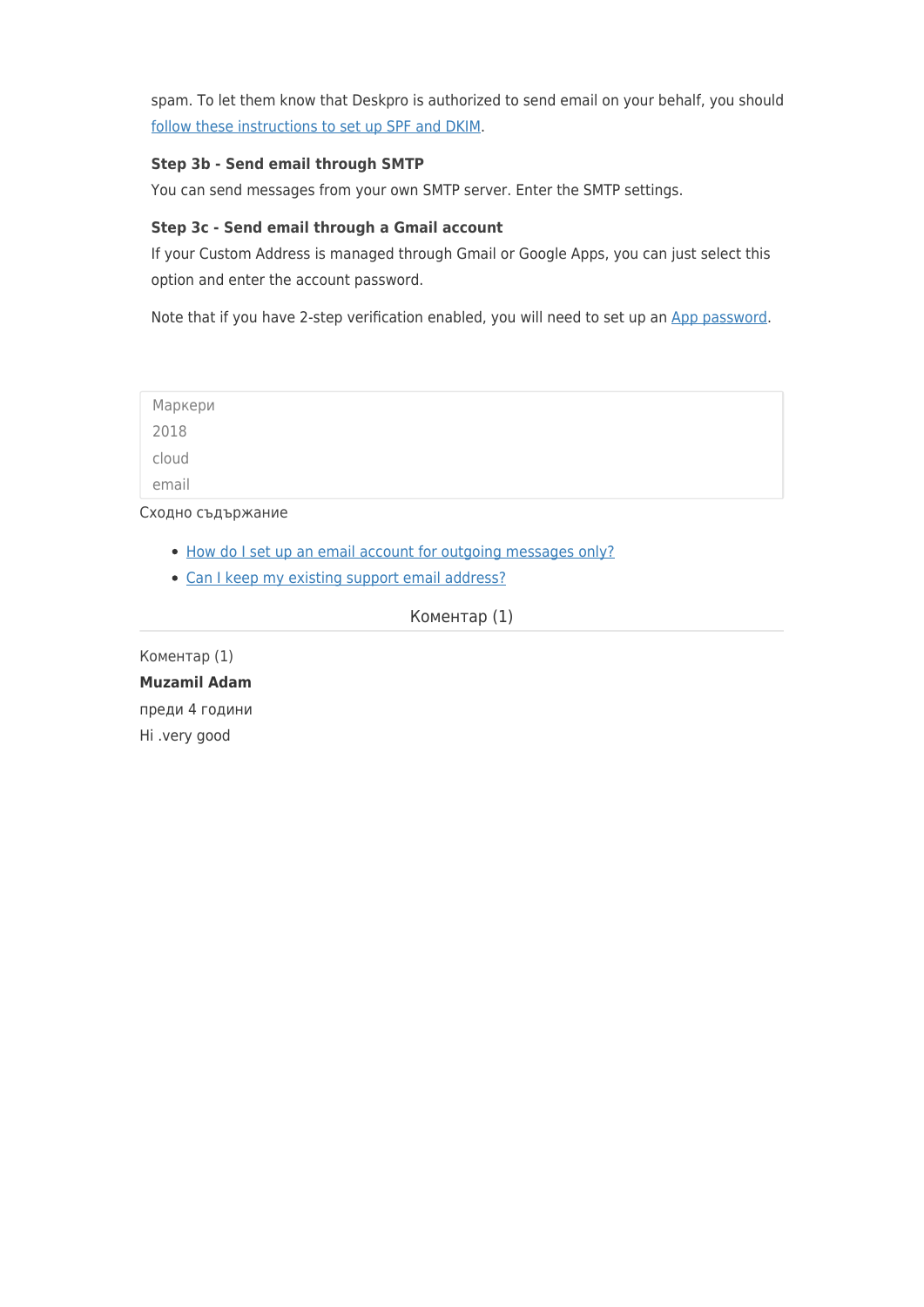spam. To let them know that Deskpro is authorized to send email on your behalf, you should [follow these instructions to set up SPF and DKIM](#).

**Step 3b - Send email through SMTP**

You can send messages from your own SMTP server. Enter the SMTP settings.

**Step 3c - Send email through a Gmail account**

If your Custom Address is managed through Gmail or Google Apps, you can just select this option and enter the account password.

Note that if you have 2-step verification enabled, you will need to set up an [App password](#).

Маркери

2018

cloud

email

Сходно съдържание

- [How do I set up an email account for outgoing messages only?](#)
- [Can I keep my existing support email address?](#)

Коментар (1)

Коментар (1)

**Muzamil Adam**

преди 4 години

Hi .very good